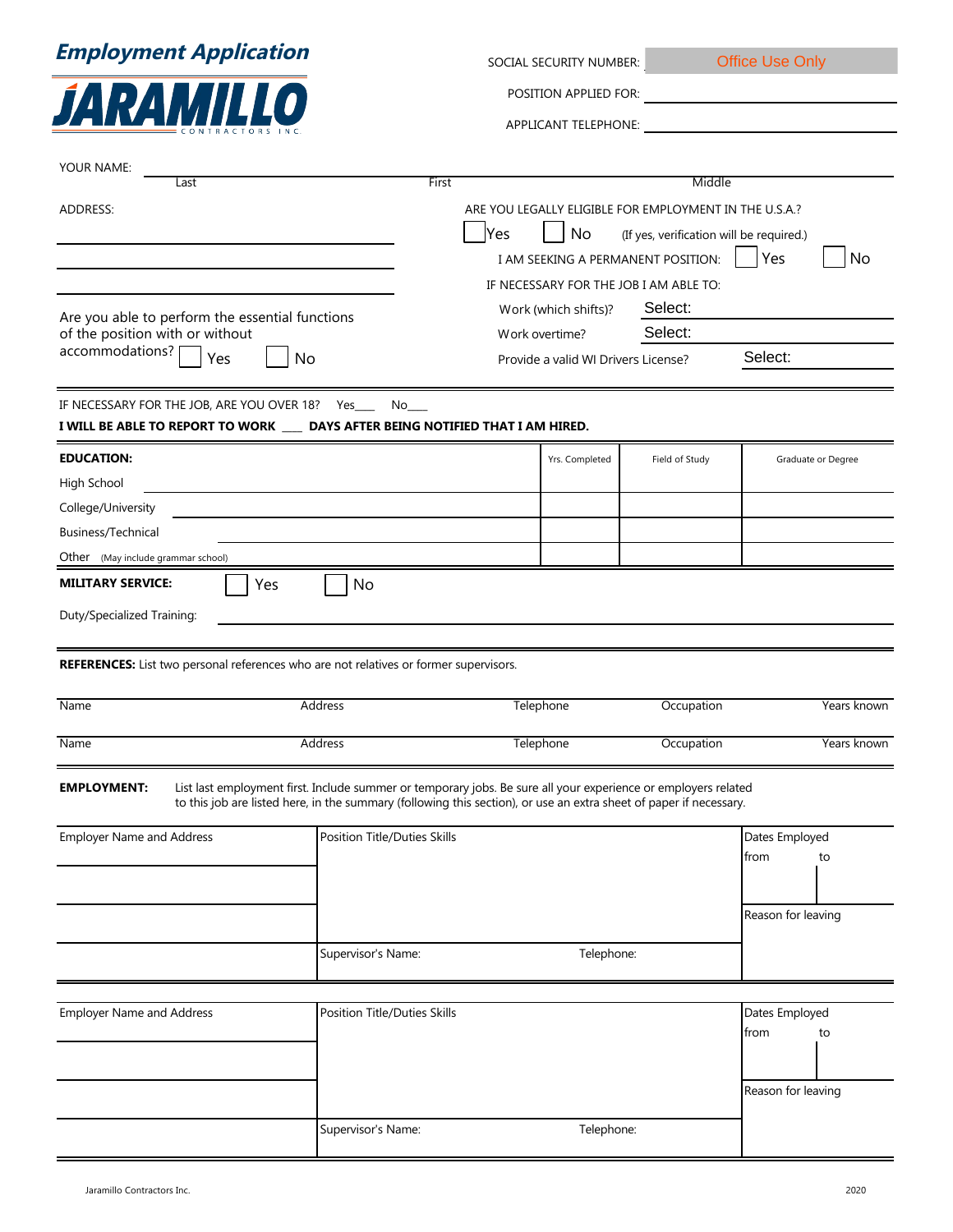# Employment Application

**JARAMILLO** CONTRACTORS INC.

SOCIAL SECURITY NUMBER: Office Use Only

POSITION APPLIED FOR: ______________________

APPLICANT TELEPHONE: ______________________

YOUR NAME: ______________________
Last First Middle

ADDRESS:
______________________
______________________
______________________

ARE YOU LEGALLY ELIGIBLE FOR EMPLOYMENT IN THE U.S.A.? ☐ Yes ☐ No (If yes, verification will be required.)

I AM SEEKING A PERMANENT POSITION: ☐ Yes ☐ No

IF NECESSARY FOR THE JOB I AM ABLE TO:
- Work (which shifts)? Select:
- Work overtime? Select:
- Provide a valid WI Drivers License? Select:

Are you able to perform the essential functions of the position with or without accommodations? ☐ Yes ☐ No

IF NECESSARY FOR THE JOB, ARE YOU OVER 18? Yes___ No___

**I WILL BE ABLE TO REPORT TO WORK ___ DAYS AFTER BEING NOTIFIED THAT I AM HIRED.**

| **EDUCATION:** | Yrs. Completed | Field of Study | Graduate or Degree |
|---|---|---|---|
| High School | | | |
| College/University | | | |
| Business/Technical | | | |
| Other (May include grammar school) | | | |

**MILITARY SERVICE:** ☐ Yes ☐ No

Duty/Specialized Training: ______________________

**REFERENCES:** List two personal references who are not relatives or former supervisors.

| Name | Address | Telephone | Occupation | Years known |
|---|---|---|---|---|
| | | | | |
| | | | | |

**EMPLOYMENT:** List last employment first. Include summer or temporary jobs. Be sure all your experience or employers related to this job are listed here, in the summary (following this section), or use an extra sheet of paper if necessary.

| Employer Name and Address | Position Title/Duties Skills | Dates Employed from to |
|---|---|---|
| | | |
| | | Reason for leaving |
| | Supervisor's Name: Telephone: | |

| Employer Name and Address | Position Title/Duties Skills | Dates Employed from to |
|---|---|---|
| | | |
| | | Reason for leaving |
| | Supervisor's Name: Telephone: | |

Jaramillo Contractors Inc. 2020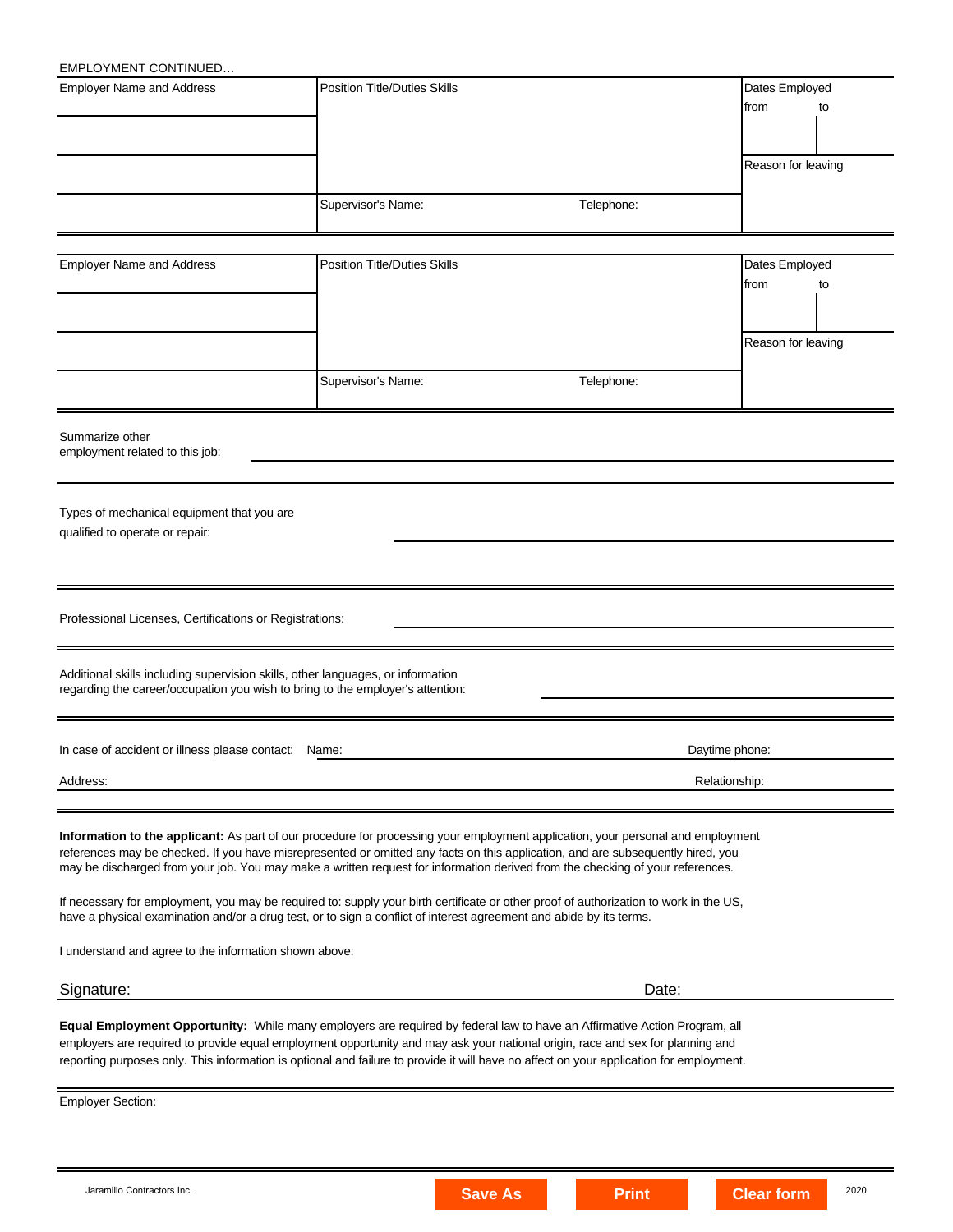EMPLOYMENT CONTINUED…

| Employer Name and Address | Position Title/Duties Skills | | Dates Employed from to |
|---|---|---|---|
| | | | Reason for leaving |
| | Supervisor's Name: | Telephone: | |

| Employer Name and Address | Position Title/Duties Skills | | Dates Employed from to |
|---|---|---|---|
| | | | Reason for leaving |
| | Supervisor's Name: | Telephone: | |

Summarize other employment related to this job:

Types of mechanical equipment that you are qualified to operate or repair:

Professional Licenses, Certifications or Registrations:

Additional skills including supervision skills, other languages, or information regarding the career/occupation you wish to bring to the employer's attention:

In case of accident or illness please contact: Name: Daytime phone:

Address: Relationship:

**Information to the applicant:** As part of our procedure for processing your employment application, your personal and employment references may be checked. If you have misrepresented or omitted any facts on this application, and are subsequently hired, you may be discharged from your job. You may make a written request for information derived from the checking of your references.

If necessary for employment, you may be required to: supply your birth certificate or other proof of authorization to work in the US, have a physical examination and/or a drug test, or to sign a conflict of interest agreement and abide by its terms.

I understand and agree to the information shown above:

Signature: Date:

**Equal Employment Opportunity:** While many employers are required by federal law to have an Affirmative Action Program, all employers are required to provide equal employment opportunity and may ask your national origin, race and sex for planning and reporting purposes only. This information is optional and failure to provide it will have no affect on your application for employment.

Employer Section:

Jaramillo Contractors Inc.

Save As Print Clear form

2020